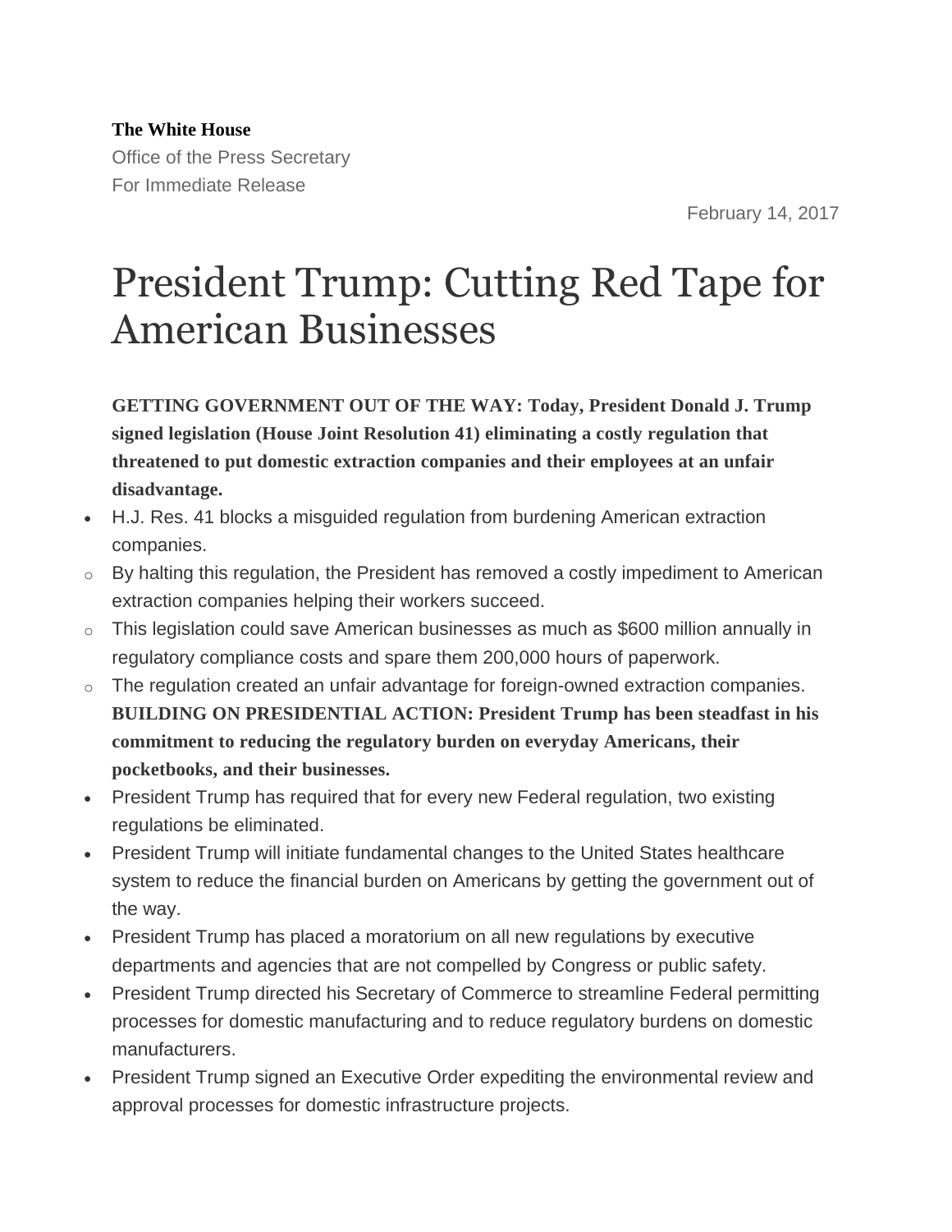**The White House**

Office of the Press Secretary

For Immediate Release

February 14, 2017

# President Trump: Cutting Red Tape for American Businesses

**GETTING GOVERNMENT OUT OF THE WAY: Today, President Donald J. Trump signed legislation (House Joint Resolution 41) eliminating a costly regulation that threatened to put domestic extraction companies and their employees at an unfair disadvantage.**

- H.J. Res. 41 blocks a misguided regulation from burdening American extraction companies.
  - By halting this regulation, the President has removed a costly impediment to American extraction companies helping their workers succeed.
  - This legislation could save American businesses as much as $600 million annually in regulatory compliance costs and spare them 200,000 hours of paperwork.
  - The regulation created an unfair advantage for foreign-owned extraction companies.

**BUILDING ON PRESIDENTIAL ACTION: President Trump has been steadfast in his commitment to reducing the regulatory burden on everyday Americans, their pocketbooks, and their businesses.**

- President Trump has required that for every new Federal regulation, two existing regulations be eliminated.
- President Trump will initiate fundamental changes to the United States healthcare system to reduce the financial burden on Americans by getting the government out of the way.
- President Trump has placed a moratorium on all new regulations by executive departments and agencies that are not compelled by Congress or public safety.
- President Trump directed his Secretary of Commerce to streamline Federal permitting processes for domestic manufacturing and to reduce regulatory burdens on domestic manufacturers.
- President Trump signed an Executive Order expediting the environmental review and approval processes for domestic infrastructure projects.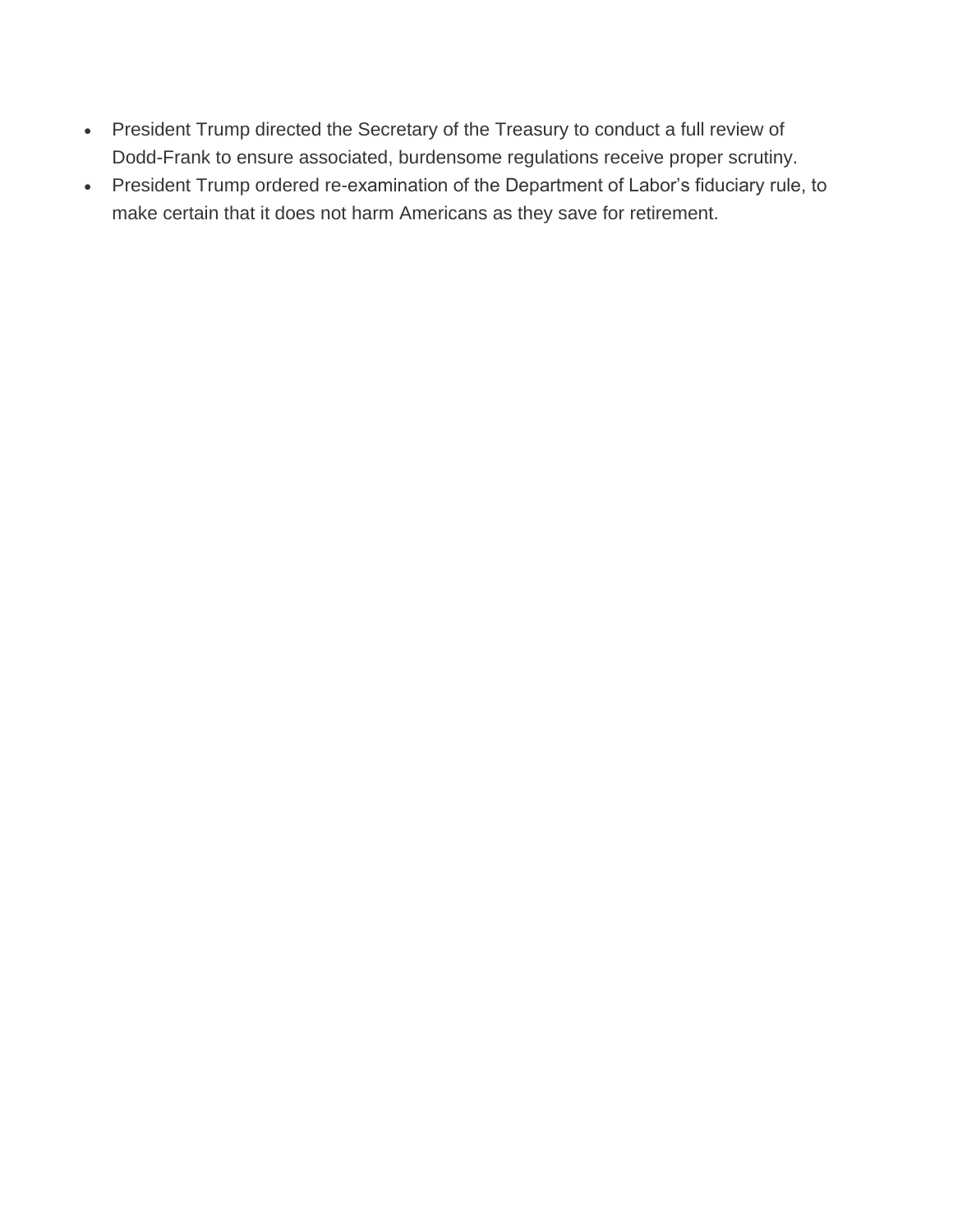- President Trump directed the Secretary of the Treasury to conduct a full review of Dodd-Frank to ensure associated, burdensome regulations receive proper scrutiny.
- President Trump ordered re-examination of the Department of Labor's fiduciary rule, to make certain that it does not harm Americans as they save for retirement.